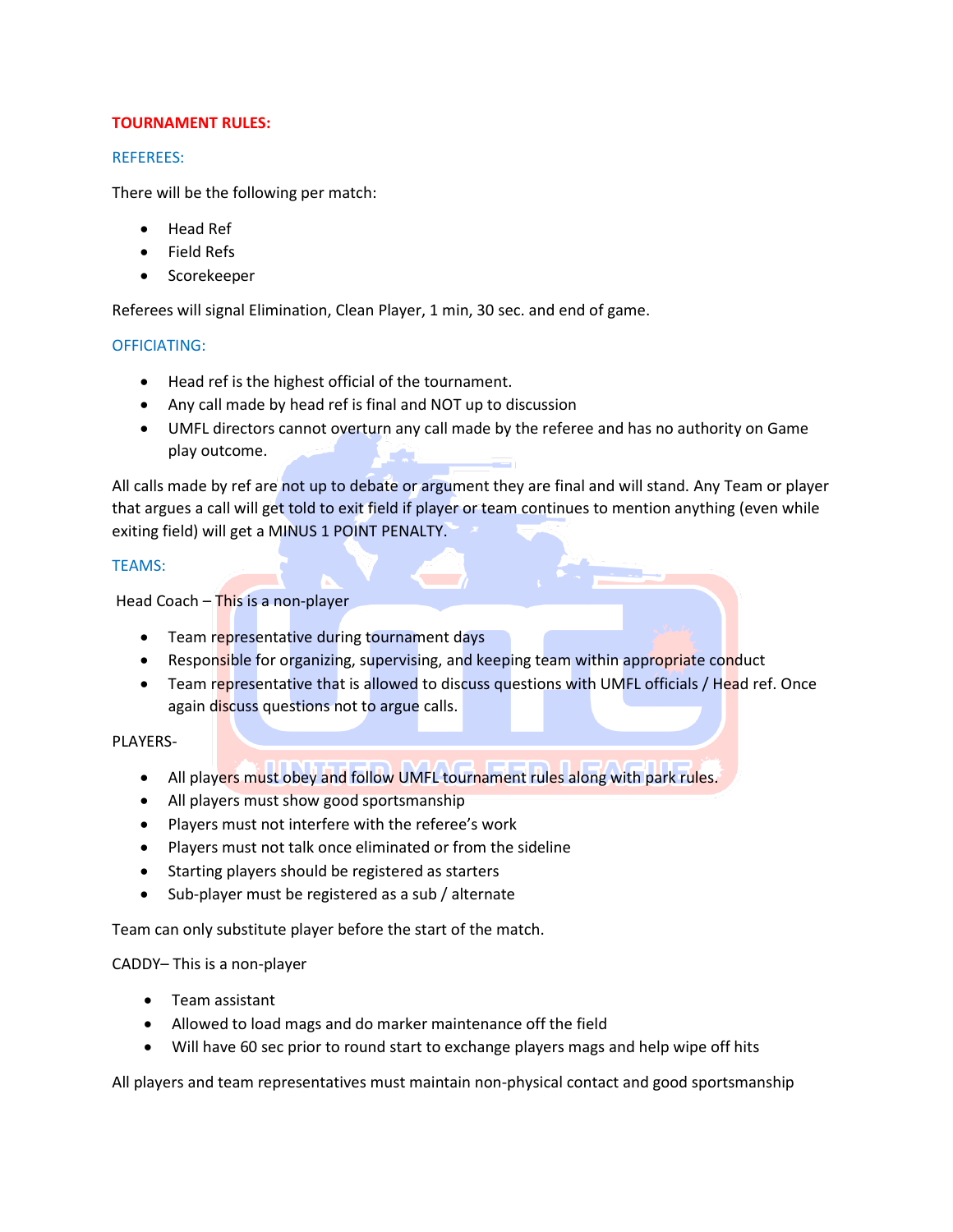# TOURNAMENT RULES:

## REFEREES:

There will be the following per match:

- Head Ref
- Field Refs
- Scorekeeper

Referees will signal Elimination, Clean Player, 1 min, 30 sec. and end of game.

## OFFICIATING:

- Head ref is the highest official of the tournament.
- Any call made by head ref is final and NOT up to discussion
- UMFL directors cannot overturn any call made by the referee and has no authority on Game play outcome.

All calls made by ref are not up to debate or argument they are final and will stand. Any Team or player that argues a call will get told to exit field if player or team continues to mention anything (even while exiting field) will get a MINUS 1 POINT PENALTY.

## TEAMS:

Head Coach – This is a non-player

- Team representative during tournament days
- Responsible for organizing, supervising, and keeping team within appropriate conduct
- Team representative that is allowed to discuss questions with UMFL officials / Head ref. Once again discuss questions not to argue calls.

PLAYERS-

- All players must obey and follow UMFL tournament rules along with park rules.
- All players must show good sportsmanship
- Players must not interfere with the referee's work
- Players must not talk once eliminated or from the sideline
- Starting players should be registered as starters
- Sub-player must be registered as a sub / alternate

Team can only substitute player before the start of the match.

CADDY– This is a non-player

- Team assistant
- Allowed to load mags and do marker maintenance off the field
- Will have 60 sec prior to round start to exchange players mags and help wipe off hits

All players and team representatives must maintain non-physical contact and good sportsmanship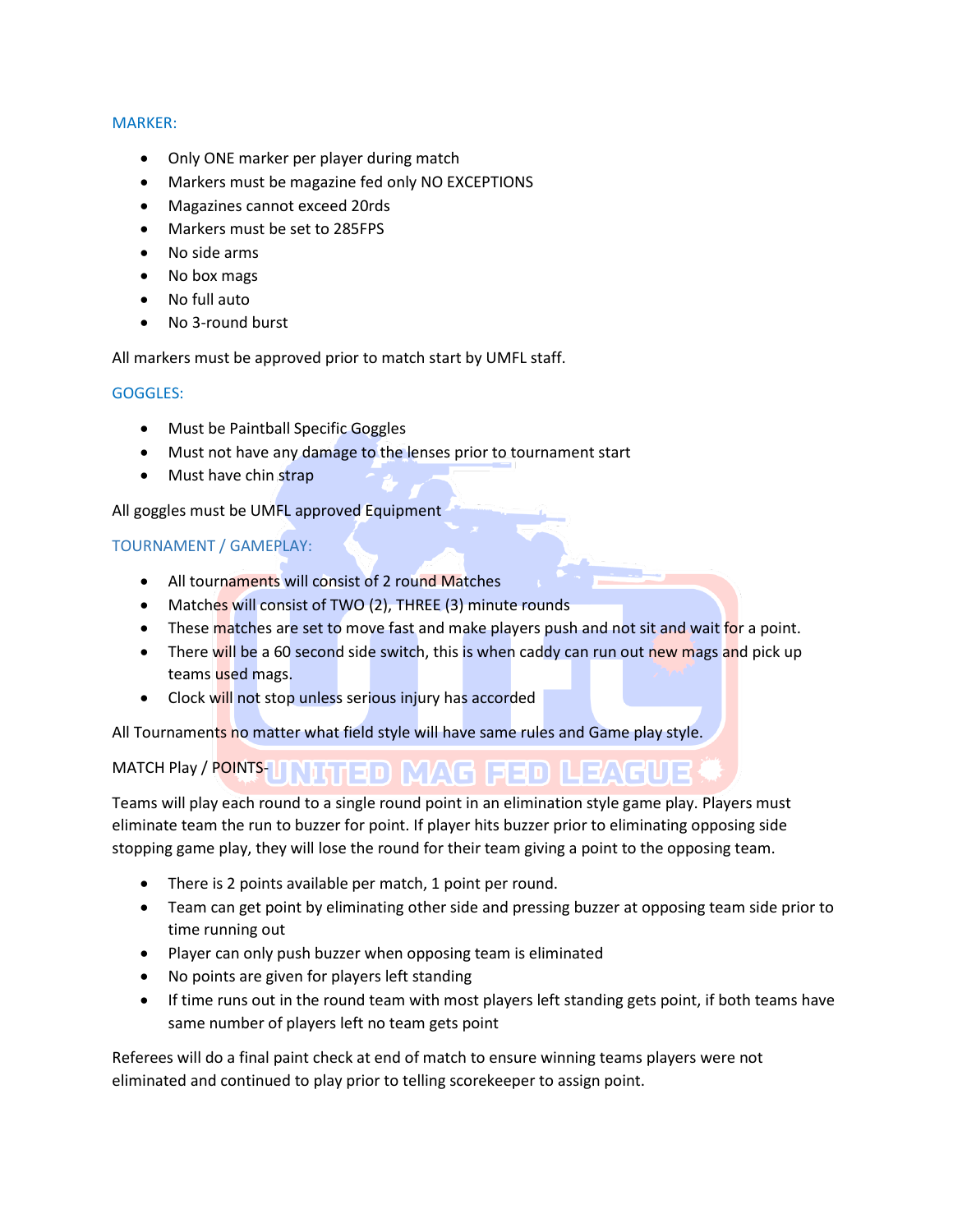## MARKER:

- Only ONE marker per player during match
- Markers must be magazine fed only NO EXCEPTIONS
- Magazines cannot exceed 20rds
- Markers must be set to 285FPS
- No side arms
- No box mags
- No full auto
- No 3-round burst

All markers must be approved prior to match start by UMFL staff.

## GOGGLES:

- Must be Paintball Specific Goggles
- Must not have any damage to the lenses prior to tournament start
- Must have chin strap

All goggles must be UMFL approved Equipment

## TOURNAMENT / GAMEPLAY:

- All tournaments will consist of 2 round Matches
- Matches will consist of TWO (2), THREE (3) minute rounds
- These matches are set to move fast and make players push and not sit and wait for a point.
- There will be a 60 second side switch, this is when caddy can run out new mags and pick up teams used mags.
- Clock will not stop unless serious injury has accorded

All Tournaments no matter what field style will have same rules and Game play style.

MATCH Play / POINTS-

Teams will play each round to a single round point in an elimination style game play. Players must eliminate team the run to buzzer for point. If player hits buzzer prior to eliminating opposing side stopping game play, they will lose the round for their team giving a point to the opposing team.

- There is 2 points available per match, 1 point per round.
- Team can get point by eliminating other side and pressing buzzer at opposing team side prior to time running out
- Player can only push buzzer when opposing team is eliminated
- No points are given for players left standing
- If time runs out in the round team with most players left standing gets point, if both teams have same number of players left no team gets point

Referees will do a final paint check at end of match to ensure winning teams players were not eliminated and continued to play prior to telling scorekeeper to assign point.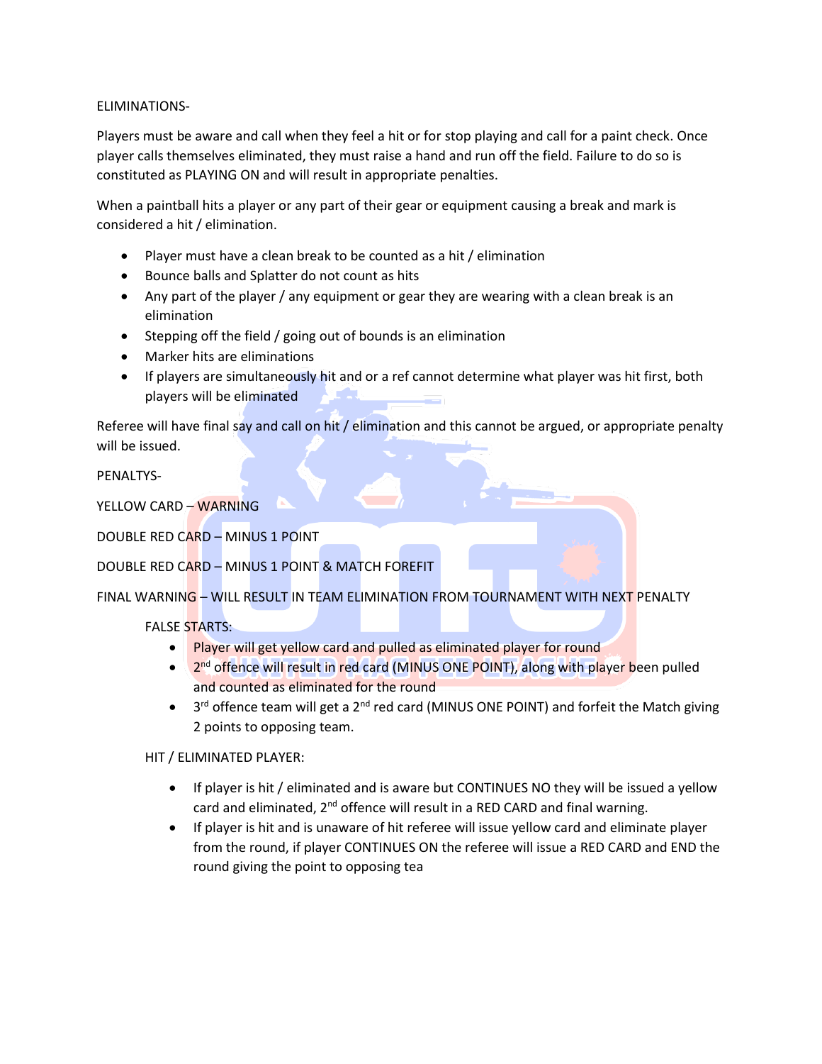ELIMINATIONS-

Players must be aware and call when they feel a hit or for stop playing and call for a paint check. Once player calls themselves eliminated, they must raise a hand and run off the field. Failure to do so is constituted as PLAYING ON and will result in appropriate penalties.

When a paintball hits a player or any part of their gear or equipment causing a break and mark is considered a hit / elimination.

- Player must have a clean break to be counted as a hit / elimination
- Bounce balls and Splatter do not count as hits
- Any part of the player / any equipment or gear they are wearing with a clean break is an elimination
- Stepping off the field / going out of bounds is an elimination
- Marker hits are eliminations
- If players are simultaneously hit and or a ref cannot determine what player was hit first, both players will be eliminated

Referee will have final say and call on hit / elimination and this cannot be argued, or appropriate penalty will be issued.

PENALTYS-

YELLOW CARD – WARNING

DOUBLE RED CARD – MINUS 1 POINT

DOUBLE RED CARD – MINUS 1 POINT & MATCH FOREFIT

FINAL WARNING – WILL RESULT IN TEAM ELIMINATION FROM TOURNAMENT WITH NEXT PENALTY

FALSE STARTS:

- Player will get yellow card and pulled as eliminated player for round
- 2nd offence will result in red card (MINUS ONE POINT), along with player been pulled and counted as eliminated for the round
- 3rd offence team will get a 2nd red card (MINUS ONE POINT) and forfeit the Match giving 2 points to opposing team.

HIT / ELIMINATED PLAYER:

- If player is hit / eliminated and is aware but CONTINUES NO they will be issued a yellow card and eliminated, 2nd offence will result in a RED CARD and final warning.
- If player is hit and is unaware of hit referee will issue yellow card and eliminate player from the round, if player CONTINUES ON the referee will issue a RED CARD and END the round giving the point to opposing tea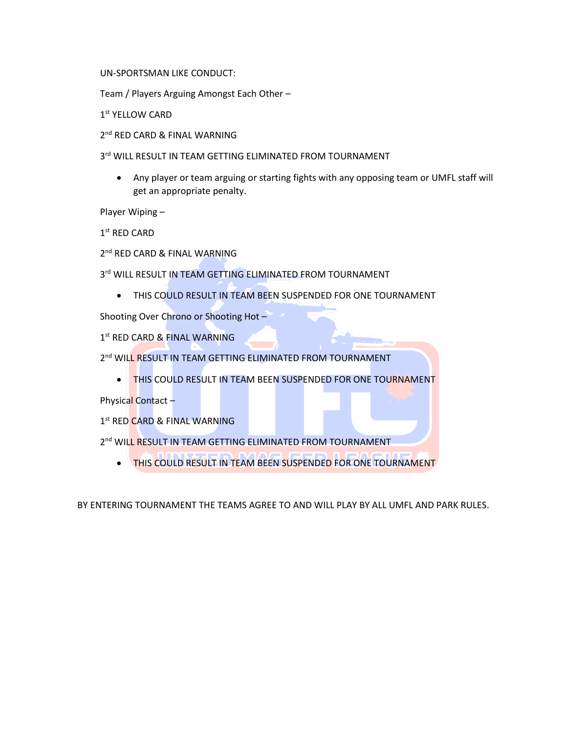UN-SPORTSMAN LIKE CONDUCT:

Team / Players Arguing Amongst Each Other –

1st YELLOW CARD

2nd RED CARD & FINAL WARNING

3rd WILL RESULT IN TEAM GETTING ELIMINATED FROM TOURNAMENT

- Any player or team arguing or starting fights with any opposing team or UMFL staff will get an appropriate penalty.

Player Wiping –

1st RED CARD

2nd RED CARD & FINAL WARNING

3rd WILL RESULT IN TEAM GETTING ELIMINATED FROM TOURNAMENT

- THIS COULD RESULT IN TEAM BEEN SUSPENDED FOR ONE TOURNAMENT

Shooting Over Chrono or Shooting Hot –

1st RED CARD & FINAL WARNING

2nd WILL RESULT IN TEAM GETTING ELIMINATED FROM TOURNAMENT

- THIS COULD RESULT IN TEAM BEEN SUSPENDED FOR ONE TOURNAMENT

Physical Contact –

1st RED CARD & FINAL WARNING

2nd WILL RESULT IN TEAM GETTING ELIMINATED FROM TOURNAMENT

- THIS COULD RESULT IN TEAM BEEN SUSPENDED FOR ONE TOURNAMENT

BY ENTERING TOURNAMENT THE TEAMS AGREE TO AND WILL PLAY BY ALL UMFL AND PARK RULES.